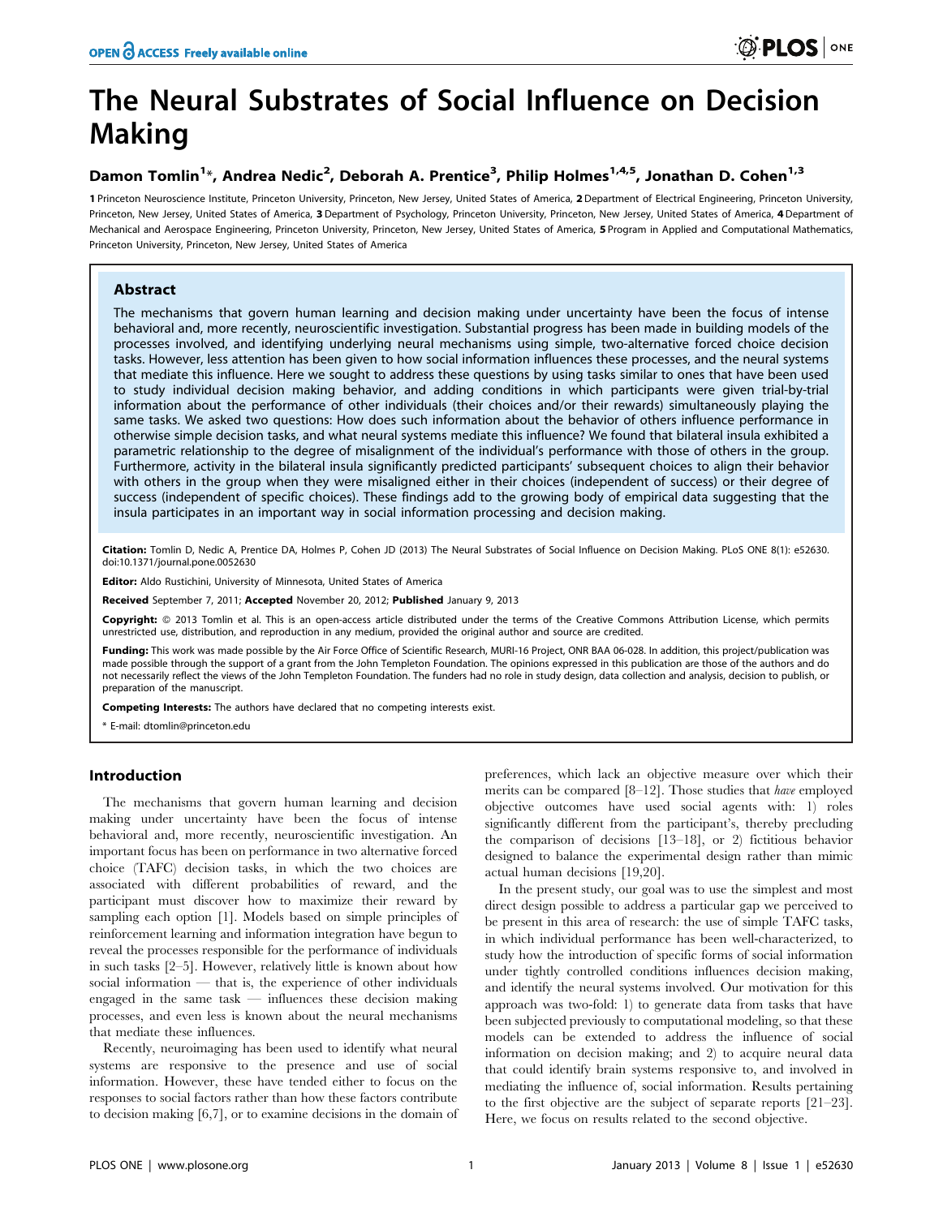# The Neural Substrates of Social Influence on Decision Making

**Damon Tomlin[1]*, Andrea Nedic[2], Deborah A. Prentice[3], Philip Holmes[1,4,5], Jonathan D. Cohen[1,3]**

1 Princeton Neuroscience Institute, Princeton University, Princeton, New Jersey, United States of America, 2 Department of Electrical Engineering, Princeton University, Princeton, New Jersey, United States of America, 3 Department of Psychology, Princeton University, Princeton, New Jersey, United States of America, 4 Department of Mechanical and Aerospace Engineering, Princeton University, Princeton, New Jersey, United States of America, 5 Program in Applied and Computational Mathematics, Princeton University, Princeton, New Jersey, United States of America

## Abstract

The mechanisms that govern human learning and decision making under uncertainty have been the focus of intense behavioral and, more recently, neuroscientific investigation. Substantial progress has been made in building models of the processes involved, and identifying underlying neural mechanisms using simple, two-alternative forced choice decision tasks. However, less attention has been given to how social information influences these processes, and the neural systems that mediate this influence. Here we sought to address these questions by using tasks similar to ones that have been used to study individual decision making behavior, and adding conditions in which participants were given trial-by-trial information about the performance of other individuals (their choices and/or their rewards) simultaneously playing the same tasks. We asked two questions: How does such information about the behavior of others influence performance in otherwise simple decision tasks, and what neural systems mediate this influence? We found that bilateral insula exhibited a parametric relationship to the degree of misalignment of the individual's performance with those of others in the group. Furthermore, activity in the bilateral insula significantly predicted participants' subsequent choices to align their behavior with others in the group when they were misaligned either in their choices (independent of success) or their degree of success (independent of specific choices). These findings add to the growing body of empirical data suggesting that the insula participates in an important way in social information processing and decision making.

**Citation:** Tomlin D, Nedic A, Prentice DA, Holmes P, Cohen JD (2013) The Neural Substrates of Social Influence on Decision Making. PLoS ONE 8(1): e52630. doi:10.1371/journal.pone.0052630

**Editor:** Aldo Rustichini, University of Minnesota, United States of America

**Received** September 7, 2011; **Accepted** November 20, 2012; **Published** January 9, 2013

**Copyright:** © 2013 Tomlin et al. This is an open-access article distributed under the terms of the Creative Commons Attribution License, which permits unrestricted use, distribution, and reproduction in any medium, provided the original author and source are credited.

**Funding:** This work was made possible by the Air Force Office of Scientific Research, MURI-16 Project, ONR BAA 06-028. In addition, this project/publication was made possible through the support of a grant from the John Templeton Foundation. The opinions expressed in this publication are those of the authors and do not necessarily reflect the views of the John Templeton Foundation. The funders had no role in study design, data collection and analysis, decision to publish, or preparation of the manuscript.

**Competing Interests:** The authors have declared that no competing interests exist.

\* E-mail: dtomlin@princeton.edu

## Introduction

The mechanisms that govern human learning and decision making under uncertainty have been the focus of intense behavioral and, more recently, neuroscientific investigation. An important focus has been on performance in two alternative forced choice (TAFC) decision tasks, in which the two choices are associated with different probabilities of reward, and the participant must discover how to maximize their reward by sampling each option [1]. Models based on simple principles of reinforcement learning and information integration have begun to reveal the processes responsible for the performance of individuals in such tasks [2–5]. However, relatively little is known about how social information — that is, the experience of other individuals engaged in the same task — influences these decision making processes, and even less is known about the neural mechanisms that mediate these influences.

Recently, neuroimaging has been used to identify what neural systems are responsive to the presence and use of social information. However, these have tended either to focus on the responses to social factors rather than how these factors contribute to decision making [6,7], or to examine decisions in the domain of preferences, which lack an objective measure over which their merits can be compared [8–12]. Those studies that *have* employed objective outcomes have used social agents with: 1) roles significantly different from the participant's, thereby precluding the comparison of decisions [13–18], or 2) fictitious behavior designed to balance the experimental design rather than mimic actual human decisions [19,20].

In the present study, our goal was to use the simplest and most direct design possible to address a particular gap we perceived to be present in this area of research: the use of simple TAFC tasks, in which individual performance has been well-characterized, to study how the introduction of specific forms of social information under tightly controlled conditions influences decision making, and identify the neural systems involved. Our motivation for this approach was two-fold: 1) to generate data from tasks that have been subjected previously to computational modeling, so that these models can be extended to address the influence of social information on decision making; and 2) to acquire neural data that could identify brain systems responsive to, and involved in mediating the influence of, social information. Results pertaining to the first objective are the subject of separate reports [21–23]. Here, we focus on results related to the second objective.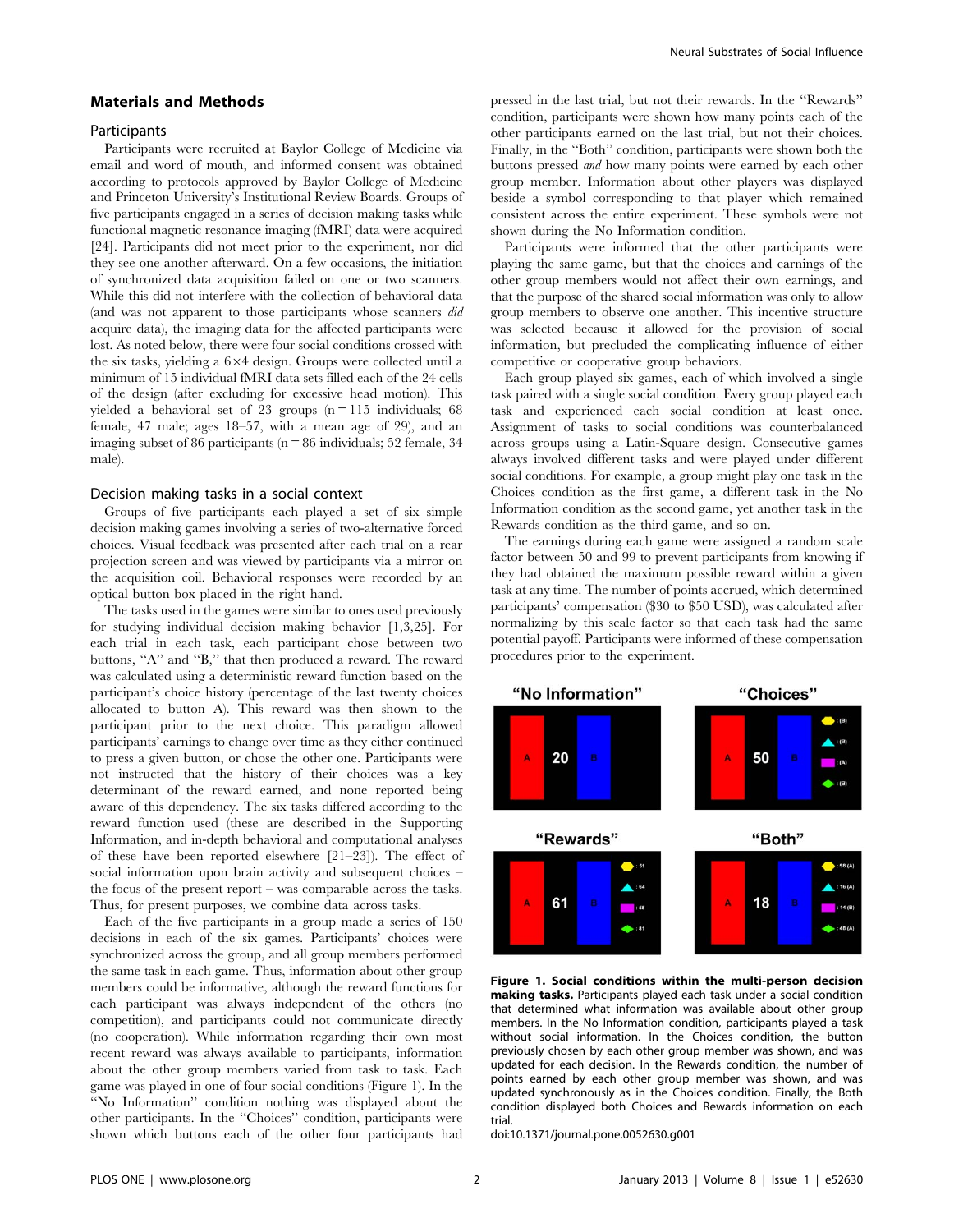## Materials and Methods

### Participants

Participants were recruited at Baylor College of Medicine via email and word of mouth, and informed consent was obtained according to protocols approved by Baylor College of Medicine and Princeton University's Institutional Review Boards. Groups of five participants engaged in a series of decision making tasks while functional magnetic resonance imaging (fMRI) data were acquired [24]. Participants did not meet prior to the experiment, nor did they see one another afterward. On a few occasions, the initiation of synchronized data acquisition failed on one or two scanners. While this did not interfere with the collection of behavioral data (and was not apparent to those participants whose scanners *did* acquire data), the imaging data for the affected participants were lost. As noted below, there were four social conditions crossed with the six tasks, yielding a 6×4 design. Groups were collected until a minimum of 15 individual fMRI data sets filled each of the 24 cells of the design (after excluding for excessive head motion). This yielded a behavioral set of 23 groups (n = 115 individuals; 68 female, 47 male; ages 18–57, with a mean age of 29), and an imaging subset of 86 participants (n = 86 individuals; 52 female, 34 male).

### Decision making tasks in a social context

Groups of five participants each played a set of six simple decision making games involving a series of two-alternative forced choices. Visual feedback was presented after each trial on a rear projection screen and was viewed by participants via a mirror on the acquisition coil. Behavioral responses were recorded by an optical button box placed in the right hand.

The tasks used in the games were similar to ones used previously for studying individual decision making behavior [1,3,25]. For each trial in each task, each participant chose between two buttons, "A" and "B," that then produced a reward. The reward was calculated using a deterministic reward function based on the participant's choice history (percentage of the last twenty choices allocated to button A). This reward was then shown to the participant prior to the next choice. This paradigm allowed participants' earnings to change over time as they either continued to press a given button, or chose the other one. Participants were not instructed that the history of their choices was a key determinant of the reward earned, and none reported being aware of this dependency. The six tasks differed according to the reward function used (these are described in the Supporting Information, and in-depth behavioral and computational analyses of these have been reported elsewhere [21–23]). The effect of social information upon brain activity and subsequent choices – the focus of the present report – was comparable across the tasks. Thus, for present purposes, we combine data across tasks.

Each of the five participants in a group made a series of 150 decisions in each of the six games. Participants' choices were synchronized across the group, and all group members performed the same task in each game. Thus, information about other group members could be informative, although the reward functions for each participant was always independent of the others (no competition), and participants could not communicate directly (no cooperation). While information regarding their own most recent reward was always available to participants, information about the other group members varied from task to task. Each game was played in one of four social conditions (Figure 1). In the "No Information" condition nothing was displayed about the other participants. In the "Choices" condition, participants were shown which buttons each of the other four participants had pressed in the last trial, but not their rewards. In the "Rewards" condition, participants were shown how many points each of the other participants earned on the last trial, but not their choices. Finally, in the "Both" condition, participants were shown both the buttons pressed *and* how many points were earned by each other group member. Information about other players was displayed beside a symbol corresponding to that player which remained consistent across the entire experiment. These symbols were not shown during the No Information condition.

Participants were informed that the other participants were playing the same game, but that the choices and earnings of the other group members would not affect their own earnings, and that the purpose of the shared social information was only to allow group members to observe one another. This incentive structure was selected because it allowed for the provision of social information, but precluded the complicating influence of either competitive or cooperative group behaviors.

Each group played six games, each of which involved a single task paired with a single social condition. Every group played each task and experienced each social condition at least once. Assignment of tasks to social conditions was counterbalanced across groups using a Latin-Square design. Consecutive games always involved different tasks and were played under different social conditions. For example, a group might play one task in the Choices condition as the first game, a different task in the No Information condition as the second game, yet another task in the Rewards condition as the third game, and so on.

The earnings during each game were assigned a random scale factor between 50 and 99 to prevent participants from knowing if they had obtained the maximum possible reward within a given task at any time. The number of points accrued, which determined participants' compensation ($30 to $50 USD), was calculated after normalizing by this scale factor so that each task had the same potential payoff. Participants were informed of these compensation procedures prior to the experiment.

**Figure 1. Social conditions within the multi-person decision making tasks.** Participants played each task under a social condition that determined what information was available about other group members. In the No Information condition, participants played a task without social information. In the Choices condition, the button previously chosen by each other group member was shown, and was updated for each decision. In the Rewards condition, the number of points earned by each other group member was shown, and was updated synchronously as in the Choices condition. Finally, the Both condition displayed both Choices and Rewards information on each trial.
doi:10.1371/journal.pone.0052630.g001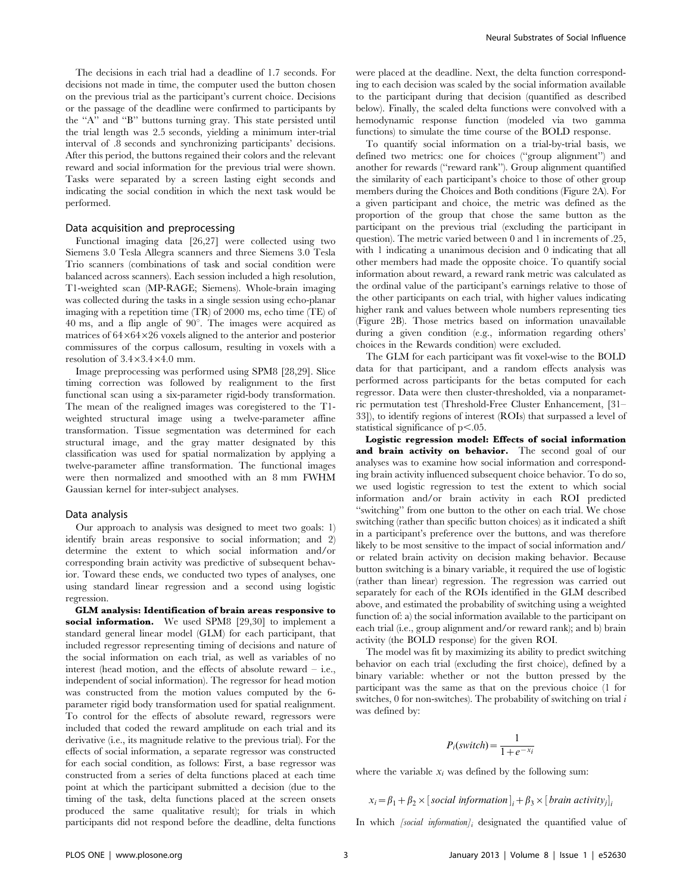The decisions in each trial had a deadline of 1.7 seconds. For decisions not made in time, the computer used the button chosen on the previous trial as the participant's current choice. Decisions or the passage of the deadline were confirmed to participants by the "A" and "B" buttons turning gray. This state persisted until the trial length was 2.5 seconds, yielding a minimum inter-trial interval of .8 seconds and synchronizing participants' decisions. After this period, the buttons regained their colors and the relevant reward and social information for the previous trial were shown. Tasks were separated by a screen lasting eight seconds and indicating the social condition in which the next task would be performed.

## Data acquisition and preprocessing

Functional imaging data [26,27] were collected using two Siemens 3.0 Tesla Allegra scanners and three Siemens 3.0 Tesla Trio scanners (combinations of task and social condition were balanced across scanners). Each session included a high resolution, T1-weighted scan (MP-RAGE; Siemens). Whole-brain imaging was collected during the tasks in a single session using echo-planar imaging with a repetition time (TR) of 2000 ms, echo time (TE) of 40 ms, and a flip angle of 90°. The images were acquired as matrices of $64\times64\times26$ voxels aligned to the anterior and posterior commissures of the corpus callosum, resulting in voxels with a resolution of $3.4\times3.4\times4.0$ mm.

Image preprocessing was performed using SPM8 [28,29]. Slice timing correction was followed by realignment to the first functional scan using a six-parameter rigid-body transformation. The mean of the realigned images was coregistered to the T1-weighted structural image using a twelve-parameter affine transformation. Tissue segmentation was determined for each structural image, and the gray matter designated by this classification was used for spatial normalization by applying a twelve-parameter affine transformation. The functional images were then normalized and smoothed with an 8 mm FWHM Gaussian kernel for inter-subject analyses.

## Data analysis

Our approach to analysis was designed to meet two goals: 1) identify brain areas responsive to social information; and 2) determine the extent to which social information and/or corresponding brain activity was predictive of subsequent behavior. Toward these ends, we conducted two types of analyses, one using standard linear regression and a second using logistic regression.

**GLM analysis: Identification of brain areas responsive to social information.** We used SPM8 [29,30] to implement a standard general linear model (GLM) for each participant, that included regressor representing timing of decisions and nature of the social information on each trial, as well as variables of no interest (head motion, and the effects of absolute reward – i.e., independent of social information). The regressor for head motion was constructed from the motion values computed by the 6-parameter rigid body transformation used for spatial realignment. To control for the effects of absolute reward, regressors were included that coded the reward amplitude on each trial and its derivative (i.e., its magnitude relative to the previous trial). For the effects of social information, a separate regressor was constructed for each social condition, as follows: First, a base regressor was constructed from a series of delta functions placed at each time point at which the participant submitted a decision (due to the timing of the task, delta functions placed at the screen onsets produced the same qualitative result); for trials in which participants did not respond before the deadline, delta functions were placed at the deadline. Next, the delta function corresponding to each decision was scaled by the social information available to the participant during that decision (quantified as described below). Finally, the scaled delta functions were convolved with a hemodynamic response function (modeled via two gamma functions) to simulate the time course of the BOLD response.

To quantify social information on a trial-by-trial basis, we defined two metrics: one for choices ("group alignment") and another for rewards ("reward rank"). Group alignment quantified the similarity of each participant's choice to those of other group members during the Choices and Both conditions (Figure 2A). For a given participant and choice, the metric was defined as the proportion of the group that chose the same button as the participant on the previous trial (excluding the participant in question). The metric varied between 0 and 1 in increments of .25, with 1 indicating a unanimous decision and 0 indicating that all other members had made the opposite choice. To quantify social information about reward, a reward rank metric was calculated as the ordinal value of the participant's earnings relative to those of the other participants on each trial, with higher values indicating higher rank and values between whole numbers representing ties (Figure 2B). Those metrics based on information unavailable during a given condition (e.g., information regarding others' choices in the Rewards condition) were excluded.

The GLM for each participant was fit voxel-wise to the BOLD data for that participant, and a random effects analysis was performed across participants for the betas computed for each regressor. Data were then cluster-thresholded, via a nonparametric permutation test (Threshold-Free Cluster Enhancement, [31–33]), to identify regions of interest (ROIs) that surpassed a level of statistical significance of $p<.05$.

**Logistic regression model: Effects of social information and brain activity on behavior.** The second goal of our analyses was to examine how social information and corresponding brain activity influenced subsequent choice behavior. To do so, we used logistic regression to test the extent to which social information and/or brain activity in each ROI predicted "switching" from one button to the other on each trial. We chose switching (rather than specific button choices) as it indicated a shift in a participant's preference over the buttons, and was therefore likely to be most sensitive to the impact of social information and/or related brain activity on decision making behavior. Because button switching is a binary variable, it required the use of logistic (rather than linear) regression. The regression was carried out separately for each of the ROIs identified in the GLM described above, and estimated the probability of switching using a weighted function of: a) the social information available to the participant on each trial (i.e., group alignment and/or reward rank); and b) brain activity (the BOLD response) for the given ROI.

The model was fit by maximizing its ability to predict switching behavior on each trial (excluding the first choice), defined by a binary variable: whether or not the button pressed by the participant was the same as that on the previous choice (1 for switches, 0 for non-switches). The probability of switching on trial $i$ was defined by:

$$P_i(switch) = \frac{1}{1+e^{-x_i}}$$

where the variable $x_i$ was defined by the following sum:

$$x_i = \beta_1 + \beta_2 \times [social\ information]_i + \beta_3 \times [brain\ activity_j]_i$$

In which $[social\ information]_i$ designated the quantified value of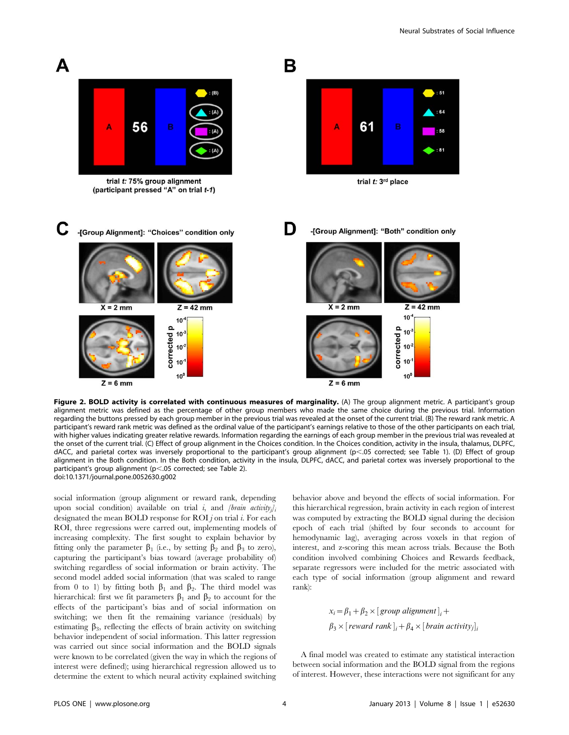**Figure 2. BOLD activity is correlated with continuous measures of marginality.** (A) The group alignment metric. A participant's group alignment metric was defined as the percentage of other group members who made the same choice during the previous trial. Information regarding the buttons pressed by each group member in the previous trial was revealed at the onset of the current trial. (B) The reward rank metric. A participant's reward rank metric was defined as the ordinal value of the participant's earnings relative to those of the other participants on each trial, with higher values indicating greater relative rewards. Information regarding the earnings of each group member in the previous trial was revealed at the onset of the current trial. (C) Effect of group alignment in the Choices condition. In the Choices condition, activity in the insula, thalamus, DLPFC, dACC, and parietal cortex was inversely proportional to the participant's group alignment ($p<.05$ corrected; see Table 1). (D) Effect of group alignment in the Both condition. In the Both condition, activity in the insula, DLPFC, dACC, and parietal cortex was inversely proportional to the participant's group alignment ($p<.05$ corrected; see Table 2).
doi:10.1371/journal.pone.0052630.g002

social information (group alignment or reward rank, depending upon social condition) available on trial $i$, and $[brain\ activity_j]_i$ designated the mean BOLD response for ROI $j$ on trial $i$. For each ROI, three regressions were carried out, implementing models of increasing complexity. The first sought to explain behavior by fitting only the parameter $\beta_1$ (i.e., by setting $\beta_2$ and $\beta_3$ to zero), capturing the participant's bias toward (average probability of) switching regardless of social information or brain activity. The second model added social information (that was scaled to range from 0 to 1) by fitting both $\beta_1$ and $\beta_2$. The third model was hierarchical: first we fit parameters $\beta_1$ and $\beta_2$ to account for the effects of the participant's bias and of social information on switching; we then fit the remaining variance (residuals) by estimating $\beta_3$, reflecting the effects of brain activity on switching behavior independent of social information. This latter regression was carried out since social information and the BOLD signals were known to be correlated (given the way in which the regions of interest were defined); using hierarchical regression allowed us to determine the extent to which neural activity explained switching behavior above and beyond the effects of social information. For this hierarchical regression, brain activity in each region of interest was computed by extracting the BOLD signal during the decision epoch of each trial (shifted by four seconds to account for hemodynamic lag), averaging across voxels in that region of interest, and z-scoring this mean across trials. Because the Both condition involved combining Choices and Rewards feedback, separate regressors were included for the metric associated with each type of social information (group alignment and reward rank):

$$x_i = \beta_1 + \beta_2 \times [group\ alignment]_i + \beta_3 \times [reward\ rank]_i + \beta_4 \times [brain\ activity_j]_i$$

A final model was created to estimate any statistical interaction between social information and the BOLD signal from the regions of interest. However, these interactions were not significant for any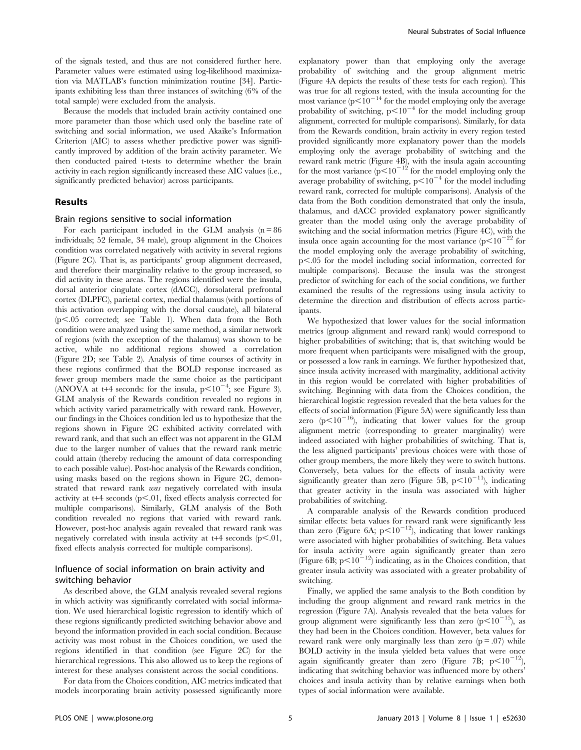of the signals tested, and thus are not considered further here. Parameter values were estimated using log-likelihood maximization via MATLAB's function minimization routine [34]. Participants exhibiting less than three instances of switching (6% of the total sample) were excluded from the analysis.

Because the models that included brain activity contained one more parameter than those which used only the baseline rate of switching and social information, we used Akaike's Information Criterion (AIC) to assess whether predictive power was significantly improved by addition of the brain activity parameter. We then conducted paired t-tests to determine whether the brain activity in each region significantly increased these AIC values (i.e., significantly predicted behavior) across participants.

## Results

### Brain regions sensitive to social information

For each participant included in the GLM analysis ($n = 86$ individuals; 52 female, 34 male), group alignment in the Choices condition was correlated negatively with activity in several regions (Figure 2C). That is, as participants' group alignment decreased, and therefore their marginality relative to the group increased, so did activity in these areas. The regions identified were the insula, dorsal anterior cingulate cortex (dACC), dorsolateral prefrontal cortex (DLPFC), parietal cortex, medial thalamus (with portions of this activation overlapping with the dorsal caudate), all bilateral ($p < .05$ corrected; see Table 1). When data from the Both condition were analyzed using the same method, a similar network of regions (with the exception of the thalamus) was shown to be active, while no additional regions showed a correlation (Figure 2D; see Table 2). Analysis of time courses of activity in these regions confirmed that the BOLD response increased as fewer group members made the same choice as the participant (ANOVA at t+4 seconds: for the insula, $p < 10^{-4}$; see Figure 3). GLM analysis of the Rewards condition revealed no regions in which activity varied parametrically with reward rank. However, our findings in the Choices condition led us to hypothesize that the regions shown in Figure 2C exhibited activity correlated with reward rank, and that such an effect was not apparent in the GLM due to the larger number of values that the reward rank metric could attain (thereby reducing the amount of data corresponding to each possible value). Post-hoc analysis of the Rewards condition, using masks based on the regions shown in Figure 2C, demonstrated that reward rank *was* negatively correlated with insula activity at t+4 seconds ($p < .01$, fixed effects analysis corrected for multiple comparisons). Similarly, GLM analysis of the Both condition revealed no regions that varied with reward rank. However, post-hoc analysis again revealed that reward rank was negatively correlated with insula activity at t+4 seconds ($p < .01$, fixed effects analysis corrected for multiple comparisons).

### Influence of social information on brain activity and switching behavior

As described above, the GLM analysis revealed several regions in which activity was significantly correlated with social information. We used hierarchical logistic regression to identify which of these regions significantly predicted switching behavior above and beyond the information provided in each social condition. Because activity was most robust in the Choices condition, we used the regions identified in that condition (see Figure 2C) for the hierarchical regressions. This also allowed us to keep the regions of interest for these analyses consistent across the social conditions.

For data from the Choices condition, AIC metrics indicated that models incorporating brain activity possessed significantly more explanatory power than that employing only the average probability of switching and the group alignment metric (Figure 4A depicts the results of these tests for each region). This was true for all regions tested, with the insula accounting for the most variance ($p < 10^{-14}$ for the model employing only the average probability of switching, $p < 10^{-4}$ for the model including group alignment, corrected for multiple comparisons). Similarly, for data from the Rewards condition, brain activity in every region tested provided significantly more explanatory power than the models employing only the average probability of switching and the reward rank metric (Figure 4B), with the insula again accounting for the most variance ($p < 10^{-12}$ for the model employing only the average probability of switching, $p < 10^{-4}$ for the model including reward rank, corrected for multiple comparisons). Analysis of the data from the Both condition demonstrated that only the insula, thalamus, and dACC provided explanatory power significantly greater than the model using only the average probability of switching and the social information metrics (Figure 4C), with the insula once again accounting for the most variance ($p < 10^{-22}$ for the model employing only the average probability of switching, $p < .05$ for the model including social information, corrected for multiple comparisons). Because the insula was the strongest predictor of switching for each of the social conditions, we further examined the results of the regressions using insula activity to determine the direction and distribution of effects across participants.

We hypothesized that lower values for the social information metrics (group alignment and reward rank) would correspond to higher probabilities of switching; that is, that switching would be more frequent when participants were misaligned with the group, or possessed a low rank in earnings. We further hypothesized that, since insula activity increased with marginality, additional activity in this region would be correlated with higher probabilities of switching. Beginning with data from the Choices condition, the hierarchical logistic regression revealed that the beta values for the effects of social information (Figure 5A) were significantly less than zero ($p < 10^{-16}$), indicating that lower values for the group alignment metric (corresponding to greater marginality) were indeed associated with higher probabilities of switching. That is, the less aligned participants' previous choices were with those of other group members, the more likely they were to switch buttons. Conversely, beta values for the effects of insula activity were significantly greater than zero (Figure 5B, $p < 10^{-11}$), indicating that greater activity in the insula was associated with higher probabilities of switching.

A comparable analysis of the Rewards condition produced similar effects: beta values for reward rank were significantly less than zero (Figure 6A; $p < 10^{-12}$), indicating that lower rankings were associated with higher probabilities of switching. Beta values for insula activity were again significantly greater than zero (Figure 6B; $p < 10^{-12}$) indicating, as in the Choices condition, that greater insula activity was associated with a greater probability of switching.

Finally, we applied the same analysis to the Both condition by including the group alignment and reward rank metrics in the regression (Figure 7A). Analysis revealed that the beta values for group alignment were significantly less than zero ($p < 10^{-15}$), as they had been in the Choices condition. However, beta values for reward rank were only marginally less than zero ($p = .07$) while BOLD activity in the insula yielded beta values that were once again significantly greater than zero (Figure 7B; $p < 10^{-12}$), indicating that switching behavior was influenced more by others' choices and insula activity than by relative earnings when both types of social information were available.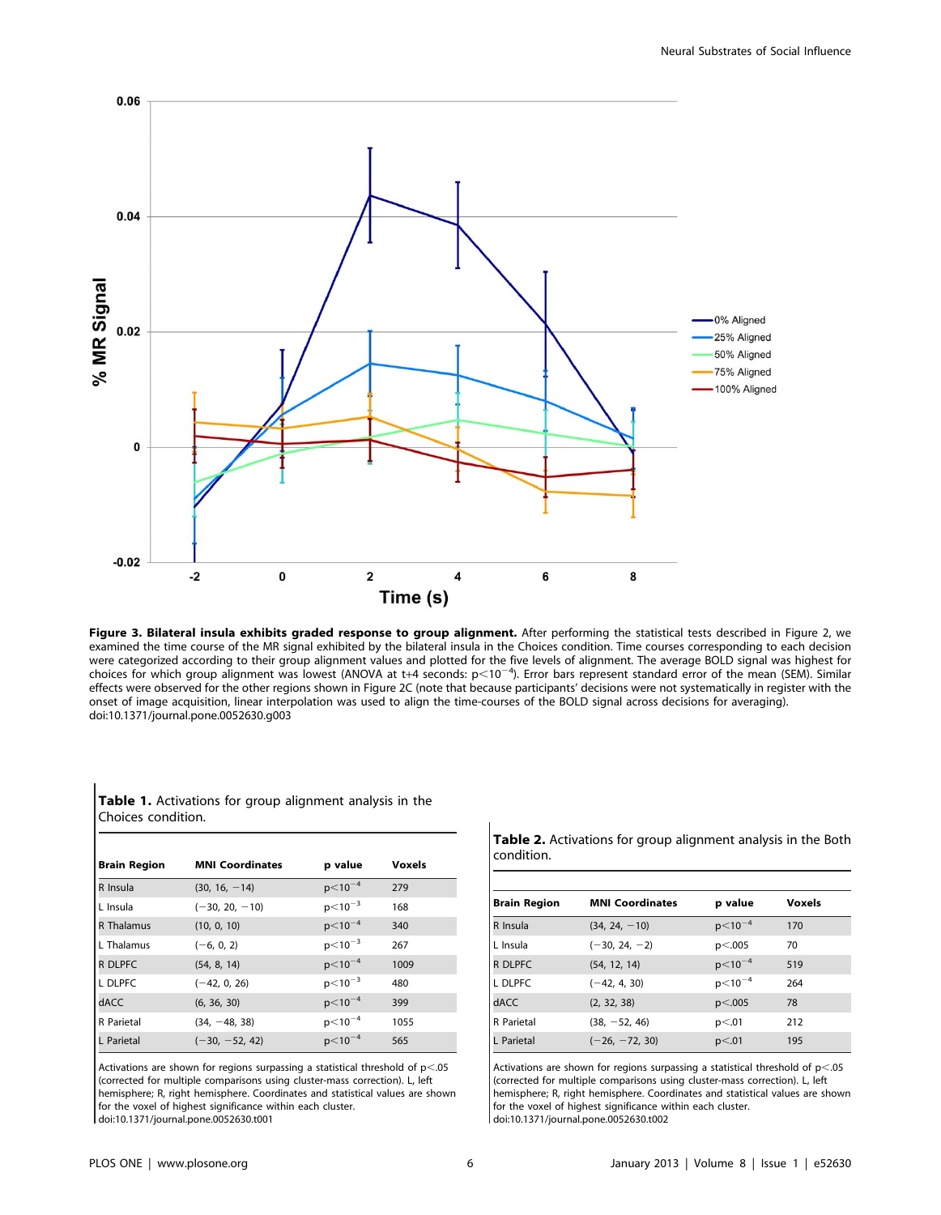**Figure 3. Bilateral insula exhibits graded response to group alignment.** After performing the statistical tests described in Figure 2, we examined the time course of the MR signal exhibited by the bilateral insula in the Choices condition. Time courses corresponding to each decision were categorized according to their group alignment values and plotted for the five levels of alignment. The average BOLD signal was highest for choices for which group alignment was lowest (ANOVA at t+4 seconds: $p<10^{-4}$). Error bars represent standard error of the mean (SEM). Similar effects were observed for the other regions shown in Figure 2C (note that because participants' decisions were not systematically in register with the onset of image acquisition, linear interpolation was used to align the time-courses of the BOLD signal across decisions for averaging).
doi:10.1371/journal.pone.0052630.g003

**Table 1.** Activations for group alignment analysis in the Choices condition.

| Brain Region | MNI Coordinates | p value | Voxels |
| --- | --- | --- | --- |
| R Insula | (30, 16, −14) | $p<10^{-4}$ | 279 |
| L Insula | (−30, 20, −10) | $p<10^{-3}$ | 168 |
| R Thalamus | (10, 0, 10) | $p<10^{-4}$ | 340 |
| L Thalamus | (−6, 0, 2) | $p<10^{-3}$ | 267 |
| R DLPFC | (54, 8, 14) | $p<10^{-4}$ | 1009 |
| L DLPFC | (−42, 0, 26) | $p<10^{-3}$ | 480 |
| dACC | (6, 36, 30) | $p<10^{-4}$ | 399 |
| R Parietal | (34, −48, 38) | $p<10^{-4}$ | 1055 |
| L Parietal | (−30, −52, 42) | $p<10^{-4}$ | 565 |

Activations are shown for regions surpassing a statistical threshold of $p<.05$ (corrected for multiple comparisons using cluster-mass correction). L, left hemisphere; R, right hemisphere. Coordinates and statistical values are shown for the voxel of highest significance within each cluster.
doi:10.1371/journal.pone.0052630.t001

**Table 2.** Activations for group alignment analysis in the Both condition.

| Brain Region | MNI Coordinates | p value | Voxels |
| --- | --- | --- | --- |
| R Insula | (34, 24, −10) | $p<10^{-4}$ | 170 |
| L Insula | (−30, 24, −2) | $p<.005$ | 70 |
| R DLPFC | (54, 12, 14) | $p<10^{-4}$ | 519 |
| L DLPFC | (−42, 4, 30) | $p<10^{-4}$ | 264 |
| dACC | (2, 32, 38) | $p<.005$ | 78 |
| R Parietal | (38, −52, 46) | $p<.01$ | 212 |
| L Parietal | (−26, −72, 30) | $p<.01$ | 195 |

Activations are shown for regions surpassing a statistical threshold of $p<.05$ (corrected for multiple comparisons using cluster-mass correction). L, left hemisphere; R, right hemisphere. Coordinates and statistical values are shown for the voxel of highest significance within each cluster.
doi:10.1371/journal.pone.0052630.t002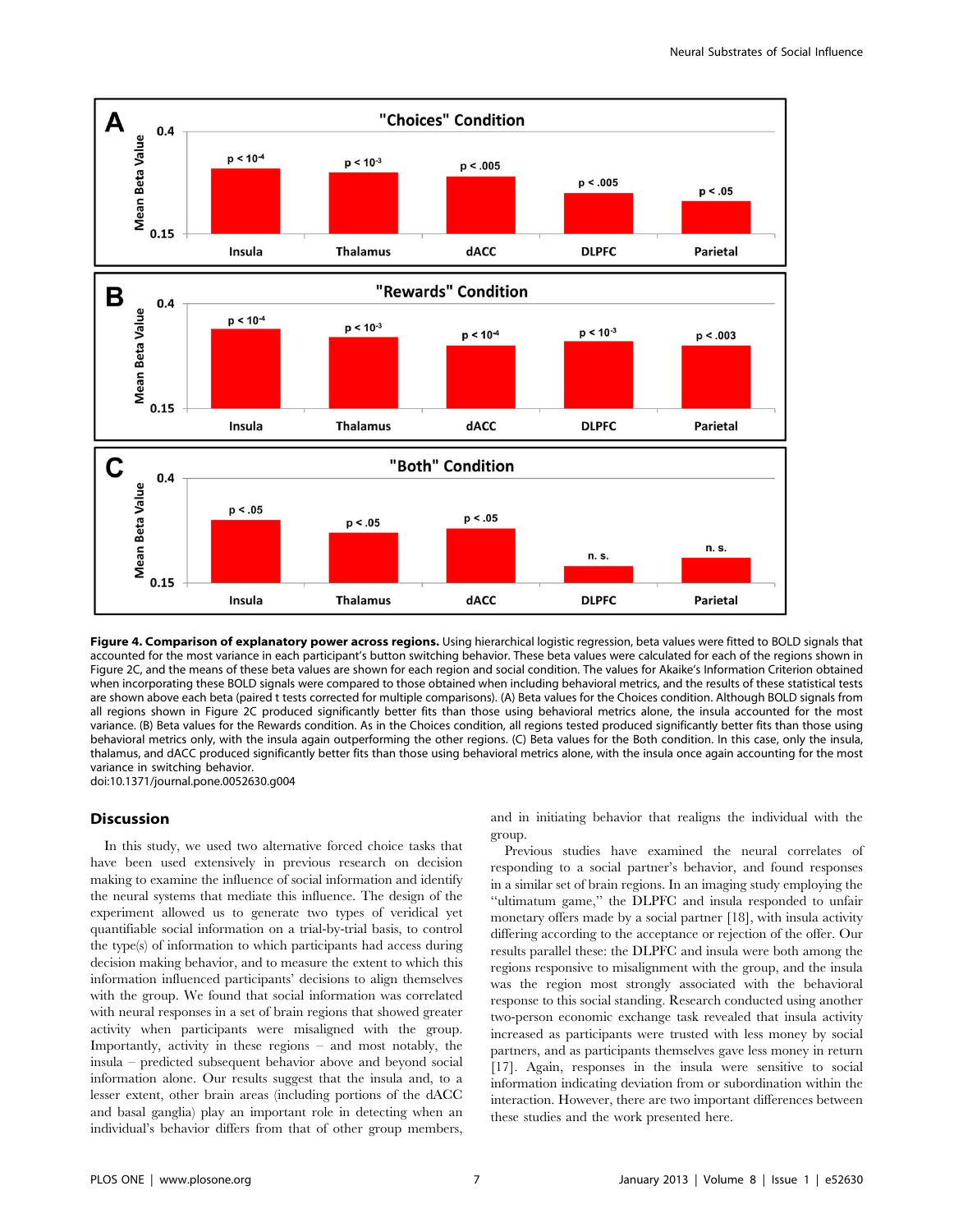**Figure 4. Comparison of explanatory power across regions.** Using hierarchical logistic regression, beta values were fitted to BOLD signals that accounted for the most variance in each participant's button switching behavior. These beta values were calculated for each of the regions shown in Figure 2C, and the means of these beta values are shown for each region and social condition. The values for Akaike's Information Criterion obtained when incorporating these BOLD signals were compared to those obtained when including behavioral metrics, and the results of these statistical tests are shown above each beta (paired t tests corrected for multiple comparisons). (A) Beta values for the Choices condition. Although BOLD signals from all regions shown in Figure 2C produced significantly better fits than those using behavioral metrics alone, the insula accounted for the most variance. (B) Beta values for the Rewards condition. As in the Choices condition, all regions tested produced significantly better fits than those using behavioral metrics only, with the insula again outperforming the other regions. (C) Beta values for the Both condition. In this case, only the insula, thalamus, and dACC produced significantly better fits than those using behavioral metrics alone, with the insula once again accounting for the most variance in switching behavior.
doi:10.1371/journal.pone.0052630.g004

## Discussion

In this study, we used two alternative forced choice tasks that have been used extensively in previous research on decision making to examine the influence of social information and identify the neural systems that mediate this influence. The design of the experiment allowed us to generate two types of veridical yet quantifiable social information on a trial-by-trial basis, to control the type(s) of information to which participants had access during decision making behavior, and to measure the extent to which this information influenced participants' decisions to align themselves with the group. We found that social information was correlated with neural responses in a set of brain regions that showed greater activity when participants were misaligned with the group. Importantly, activity in these regions – and most notably, the insula – predicted subsequent behavior above and beyond social information alone. Our results suggest that the insula and, to a lesser extent, other brain areas (including portions of the dACC and basal ganglia) play an important role in detecting when an individual's behavior differs from that of other group members, and in initiating behavior that realigns the individual with the group.

Previous studies have examined the neural correlates of responding to a social partner's behavior, and found responses in a similar set of brain regions. In an imaging study employing the "ultimatum game," the DLPFC and insula responded to unfair monetary offers made by a social partner [18], with insula activity differing according to the acceptance or rejection of the offer. Our results parallel these: the DLPFC and insula were both among the regions responsive to misalignment with the group, and the insula was the region most strongly associated with the behavioral response to this social standing. Research conducted using another two-person economic exchange task revealed that insula activity increased as participants were trusted with less money by social partners, and as participants themselves gave less money in return [17]. Again, responses in the insula were sensitive to social information indicating deviation from or subordination within the interaction. However, there are two important differences between these studies and the work presented here.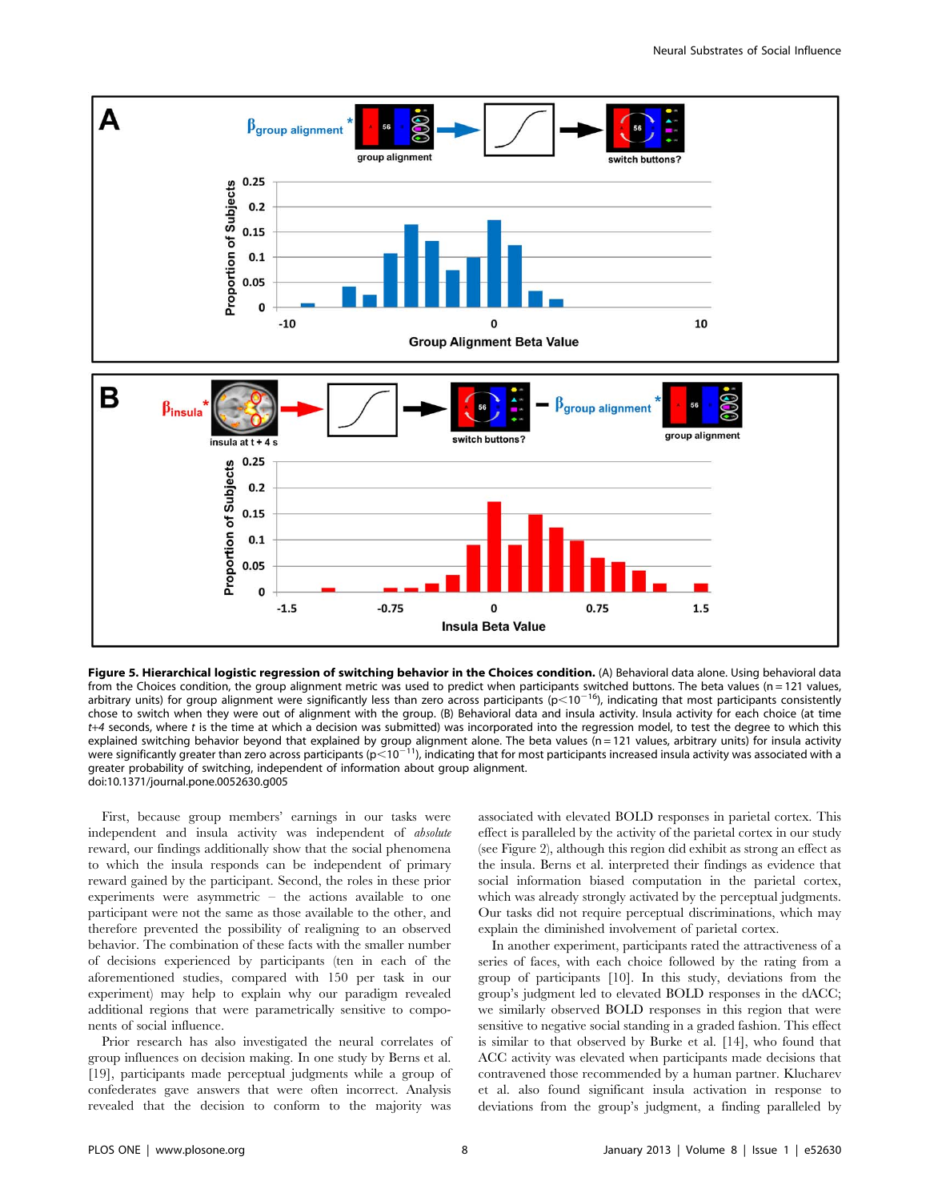**Figure 5. Hierarchical logistic regression of switching behavior in the Choices condition.** (A) Behavioral data alone. Using behavioral data from the Choices condition, the group alignment metric was used to predict when participants switched buttons. The beta values (n = 121 values, arbitrary units) for group alignment were significantly less than zero across participants ($p<10^{-16}$), indicating that most participants consistently chose to switch when they were out of alignment with the group. (B) Behavioral data and insula activity. Insula activity for each choice (at time *t+4* seconds, where *t* is the time at which a decision was submitted) was incorporated into the regression model, to test the degree to which this explained switching behavior beyond that explained by group alignment alone. The beta values (n = 121 values, arbitrary units) for insula activity were significantly greater than zero across participants ($p<10^{-11}$), indicating that for most participants increased insula activity was associated with a greater probability of switching, independent of information about group alignment.
doi:10.1371/journal.pone.0052630.g005

First, because group members' earnings in our tasks were independent and insula activity was independent of *absolute* reward, our findings additionally show that the social phenomena to which the insula responds can be independent of primary reward gained by the participant. Second, the roles in these prior experiments were asymmetric – the actions available to one participant were not the same as those available to the other, and therefore prevented the possibility of realigning to an observed behavior. The combination of these facts with the smaller number of decisions experienced by participants (ten in each of the aforementioned studies, compared with 150 per task in our experiment) may help to explain why our paradigm revealed additional regions that were parametrically sensitive to components of social influence.

Prior research has also investigated the neural correlates of group influences on decision making. In one study by Berns et al. [19], participants made perceptual judgments while a group of confederates gave answers that were often incorrect. Analysis revealed that the decision to conform to the majority was associated with elevated BOLD responses in parietal cortex. This effect is paralleled by the activity of the parietal cortex in our study (see Figure 2), although this region did exhibit as strong an effect as the insula. Berns et al. interpreted their findings as evidence that social information biased computation in the parietal cortex, which was already strongly activated by the perceptual judgments. Our tasks did not require perceptual discriminations, which may explain the diminished involvement of parietal cortex.

In another experiment, participants rated the attractiveness of a series of faces, with each choice followed by the rating from a group of participants [10]. In this study, deviations from the group's judgment led to elevated BOLD responses in the dACC; we similarly observed BOLD responses in this region that were sensitive to negative social standing in a graded fashion. This effect is similar to that observed by Burke et al. [14], who found that ACC activity was elevated when participants made decisions that contravened those recommended by a human partner. Klucharev et al. also found significant insula activation in response to deviations from the group's judgment, a finding paralleled by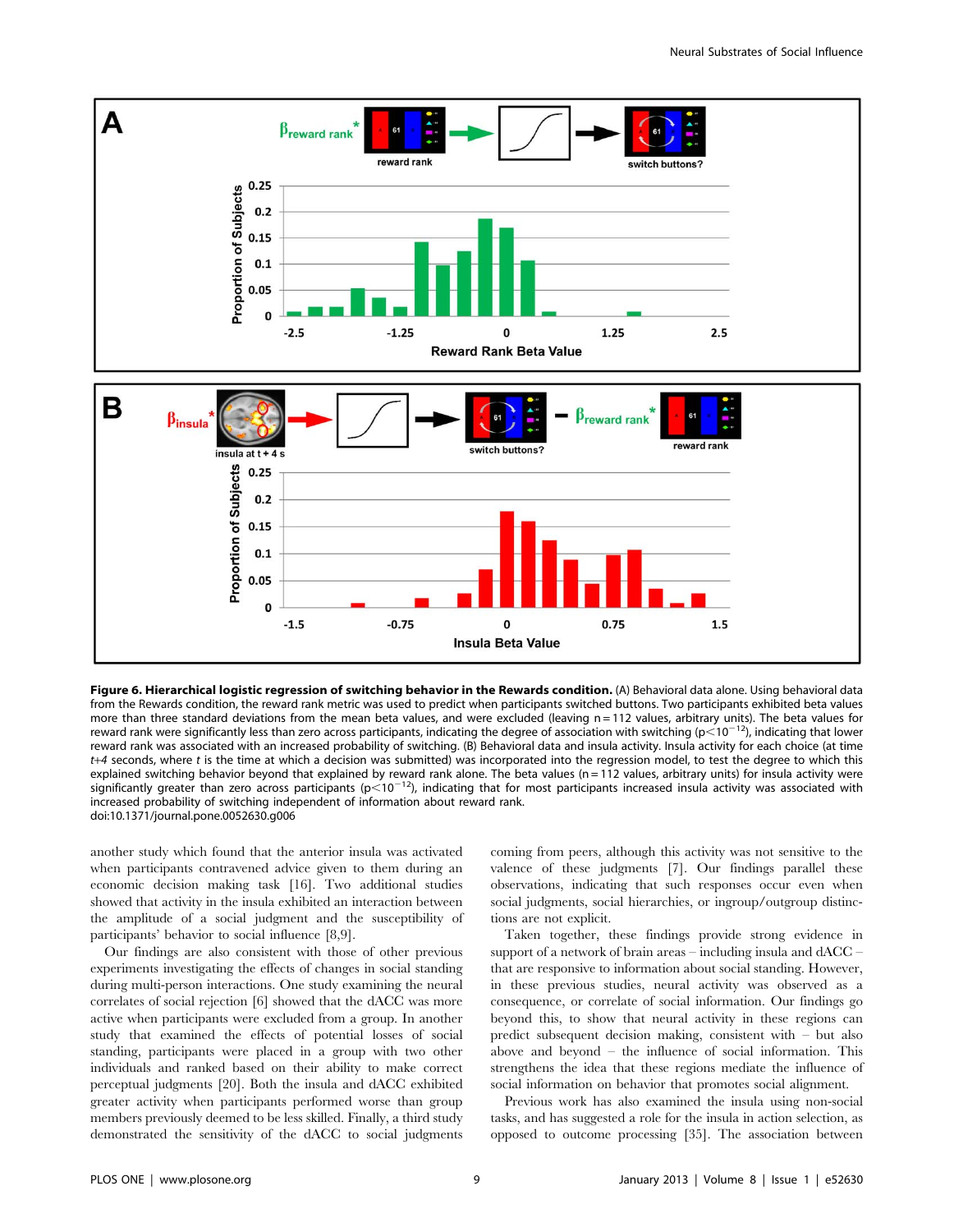**Figure 6. Hierarchical logistic regression of switching behavior in the Rewards condition.** (A) Behavioral data alone. Using behavioral data from the Rewards condition, the reward rank metric was used to predict when participants switched buttons. Two participants exhibited beta values more than three standard deviations from the mean beta values, and were excluded (leaving n = 112 values, arbitrary units). The beta values for reward rank were significantly less than zero across participants, indicating the degree of association with switching ($p<10^{-12}$), indicating that lower reward rank was associated with an increased probability of switching. (B) Behavioral data and insula activity. Insula activity for each choice (at time *t+4* seconds, where *t* is the time at which a decision was submitted) was incorporated into the regression model, to test the degree to which this explained switching behavior beyond that explained by reward rank alone. The beta values (n = 112 values, arbitrary units) for insula activity were significantly greater than zero across participants ($p<10^{-12}$), indicating that for most participants increased insula activity was associated with increased probability of switching independent of information about reward rank.
doi:10.1371/journal.pone.0052630.g006

another study which found that the anterior insula was activated when participants contravened advice given to them during an economic decision making task [16]. Two additional studies showed that activity in the insula exhibited an interaction between the amplitude of a social judgment and the susceptibility of participants' behavior to social influence [8,9].

Our findings are also consistent with those of other previous experiments investigating the effects of changes in social standing during multi-person interactions. One study examining the neural correlates of social rejection [6] showed that the dACC was more active when participants were excluded from a group. In another study that examined the effects of potential losses of social standing, participants were placed in a group with two other individuals and ranked based on their ability to make correct perceptual judgments [20]. Both the insula and dACC exhibited greater activity when participants performed worse than group members previously deemed to be less skilled. Finally, a third study demonstrated the sensitivity of the dACC to social judgments coming from peers, although this activity was not sensitive to the valence of these judgments [7]. Our findings parallel these observations, indicating that such responses occur even when social judgments, social hierarchies, or ingroup/outgroup distinctions are not explicit.

Taken together, these findings provide strong evidence in support of a network of brain areas – including insula and dACC – that are responsive to information about social standing. However, in these previous studies, neural activity was observed as a consequence, or correlate of social information. Our findings go beyond this, to show that neural activity in these regions can predict subsequent decision making, consistent with – but also above and beyond – the influence of social information. This strengthens the idea that these regions mediate the influence of social information on behavior that promotes social alignment.

Previous work has also examined the insula using non-social tasks, and has suggested a role for the insula in action selection, as opposed to outcome processing [35]. The association between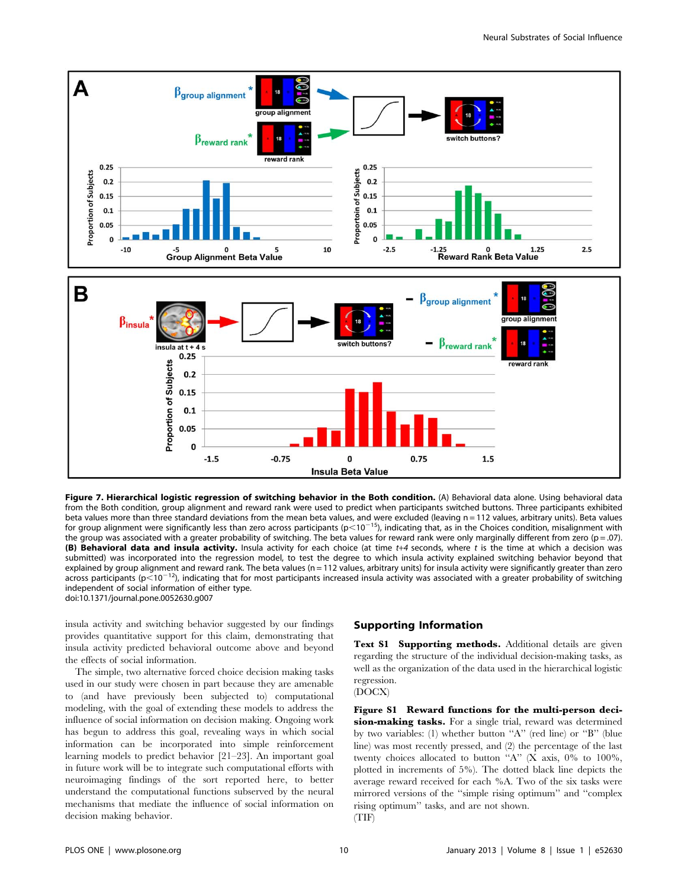**Figure 7. Hierarchical logistic regression of switching behavior in the Both condition.** (A) Behavioral data alone. Using behavioral data from the Both condition, group alignment and reward rank were used to predict when participants switched buttons. Three participants exhibited beta values more than three standard deviations from the mean beta values, and were excluded (leaving n = 112 values, arbitrary units). Beta values for group alignment were significantly less than zero across participants ($p<10^{-15}$), indicating that, as in the Choices condition, misalignment with the group was associated with a greater probability of switching. The beta values for reward rank were only marginally different from zero (p = .07). **(B) Behavioral data and insula activity.** Insula activity for each choice (at time *t+4* seconds, where *t* is the time at which a decision was submitted) was incorporated into the regression model, to test the degree to which insula activity explained switching behavior beyond that explained by group alignment and reward rank. The beta values (n = 112 values, arbitrary units) for insula activity were significantly greater than zero across participants ($p<10^{-12}$), indicating that for most participants increased insula activity was associated with a greater probability of switching independent of social information of either type.
doi:10.1371/journal.pone.0052630.g007

insula activity and switching behavior suggested by our findings provides quantitative support for this claim, demonstrating that insula activity predicted behavioral outcome above and beyond the effects of social information.

The simple, two alternative forced choice decision making tasks used in our study were chosen in part because they are amenable to (and have previously been subjected to) computational modeling, with the goal of extending these models to address the influence of social information on decision making. Ongoing work has begun to address this goal, revealing ways in which social information can be incorporated into simple reinforcement learning models to predict behavior [21–23]. An important goal in future work will be to integrate such computational efforts with neuroimaging findings of the sort reported here, to better understand the computational functions subserved by the neural mechanisms that mediate the influence of social information on decision making behavior.

## Supporting Information

**Text S1 Supporting methods.** Additional details are given regarding the structure of the individual decision-making tasks, as well as the organization of the data used in the hierarchical logistic regression.
(DOCX)

**Figure S1 Reward functions for the multi-person decision-making tasks.** For a single trial, reward was determined by two variables: (1) whether button "A" (red line) or "B" (blue line) was most recently pressed, and (2) the percentage of the last twenty choices allocated to button "A" (X axis, 0% to 100%, plotted in increments of 5%). The dotted black line depicts the average reward received for each %A. Two of the six tasks were mirrored versions of the "simple rising optimum" and "complex rising optimum" tasks, and are not shown.
(TIF)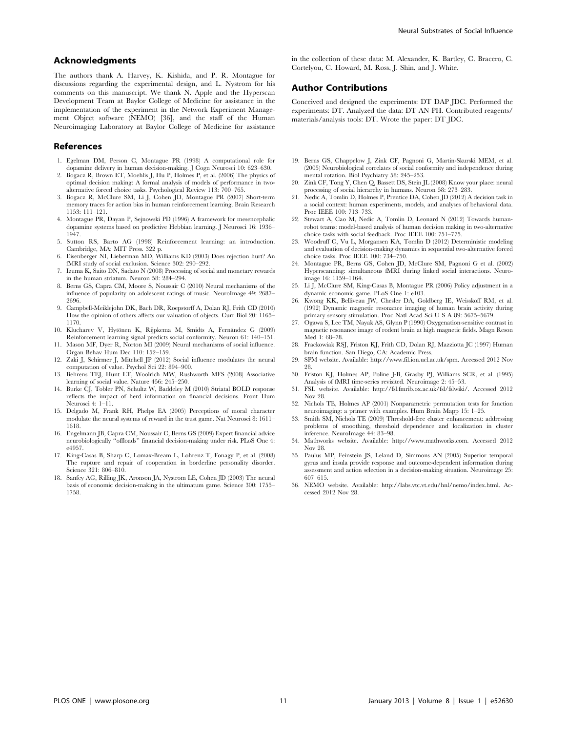## Acknowledgments

The authors thank A. Harvey, K. Kishida, and P. R. Montague for discussions regarding the experimental design, and L. Nystrom for his comments on this manuscript. We thank N. Apple and the Hyperscan Development Team at Baylor College of Medicine for assistance in the implementation of the experiment in the Network Experiment Management Object software (NEMO) [36], and the staff of the Human Neuroimaging Laboratory at Baylor College of Medicine for assistance in the collection of these data: M. Alexander, K. Bartley, C. Bracero, C. Cortelyou, C. Howard, M. Ross, J. Shin, and J. White.

## Author Contributions

Conceived and designed the experiments: DT DAP JDC. Performed the experiments: DT. Analyzed the data: DT AN PH. Contributed reagents/materials/analysis tools: DT. Wrote the paper: DT JDC.

## References

1. Egelman DM, Person C, Montague PR (1998) A computational role for dopamine delivery in human decision-making. J Cogn Neurosci 10: 623–630.
2. Bogacz R, Brown ET, Moehlis J, Hu P, Holmes P, et al. (2006) The physics of optimal decision making: A formal analysis of models of performance in two-alternative forced choice tasks. Psychological Review 113: 700–765.
3. Bogacz R, McClure SM, Li J, Cohen JD, Montague PR (2007) Short-term memory traces for action bias in human reinforcement learning. Brain Research 1153: 111–121.
4. Montague PR, Dayan P, Sejnowski PD (1996) A framework for mesencephalic dopamine systems based on predictive Hebbian learning. J Neurosci 16: 1936–1947.
5. Sutton RS, Barto AG (1998) Reinforcement learning: an introduction. Cambridge, MA: MIT Press. 322 p.
6. Eisenberger NI, Lieberman MD, Williams KD (2003) Does rejection hurt? An fMRI study of social exclusion. Science 302: 290–292.
7. Izuma K, Saito DN, Sadato N (2008) Processing of social and monetary rewards in the human striatum. Neuron 58: 284–294.
8. Berns GS, Capra CM, Moore S, Noussair C (2010) Neural mechanisms of the influence of popularity on adolescent ratings of music. NeuroImage 49: 2687–2696.
9. Campbell-Meiklejohn DK, Bach DR, Roepstorff A, Dolan RJ, Frith CD (2010) How the opinion of others affects our valuation of objects. Curr Biol 20: 1165–1170.
10. Klucharev V, Hytönen K, Rijpkema M, Smidts A, Fernández G (2009) Reinforcement learning signal predicts social conformity. Neuron 61: 140–151.
11. Mason MF, Dyer R, Norton MI (2009) Neural mechanisms of social influence. Organ Behav Hum Dec 110: 152–159.
12. Zaki J, Schirmer J, Mitchell JP (2012) Social influence modulates the neural computation of value. Psychol Sci 22: 894–900.
13. Behrens TEJ, Hunt LT, Woolrich MW, Rushworth MFS (2008) Associative learning of social value. Nature 456: 245–250.
14. Burke CJ, Tobler PN, Schultz W, Baddeley M (2010) Striatal BOLD response reflects the impact of herd information on financial decisions. Front Hum Neurosci 4: 1–11.
15. Delgado M, Frank RH, Phelps EA (2005) Perceptions of moral character modulate the neural systems of reward in the trust game. Nat Neurosci 8: 1611–1618.
16. Engelmann JB, Capra CM, Noussair C, Berns GS (2009) Expert financial advice neurobiologically "offloads" financial decision-making under risk. PLoS One 4: e4957.
17. King-Casas B, Sharp C, Lomax-Bream L, Lohrenz T, Fonagy P, et al. (2008) The rupture and repair of cooperation in borderline personality disorder. Science 321: 806–810.
18. Sanfey AG, Rilling JK, Aronson JA, Nystrom LE, Cohen JD (2003) The neural basis of economic decision-making in the ultimatum game. Science 300: 1755–1758.
19. Berns GS, Chappelow J, Zink CF, Pagnoni G, Martin-Skurski MEM, et al. (2005) Neurobiological correlates of social conformity and independence during mental rotation. Biol Psychiatry 58: 245–253.
20. Zink CF, Tong Y, Chen Q, Bassett DS, Stein JL (2008) Know your place: neural processing of social hierarchy in humans. Neuron 58: 273–283.
21. Nedic A, Tomlin D, Holmes P, Prentice DA, Cohen JD (2012) A decision task in a social context: human experiments, models, and analyses of behavioral data. Proc IEEE 100: 713–733.
22. Stewart A, Cao M, Nedic A, Tomlin D, Leonard N (2012) Towards human-robot teams: model-based analysis of human decision making in two-alternative choice tasks with social feedback. Proc IEEE 100: 751–775.
23. Woodruff C, Vu L, Morgansen KA, Tomlin D (2012) Deterministic modeling and evaluation of decision-making dynamics in sequential two-alternative forced choice tasks. Proc IEEE 100: 734–750.
24. Montague PR, Berns GS, Cohen JD, McClure SM, Pagnoni G et al. (2002) Hyperscanning: simultaneous fMRI during linked social interactions. Neuroimage 16: 1159–1164.
25. Li J, McClure SM, King-Casas B, Montague PR (2006) Policy adjustment in a dynamic economic game. PLoS One 1: e103.
26. Kwong KK, Belliveau JW, Chesler DA, Goldberg IE, Weisskoff RM, et al. (1992) Dynamic magnetic resonance imaging of human brain activity during primary sensory stimulation. Proc Natl Acad Sci U S A 89: 5675–5679.
27. Ogawa S, Lee TM, Nayak AS, Glynn P (1990) Oxygenation-sensitive contrast in magnetic resonance image of rodent brain at high magnetic fields. Magn Reson Med 1: 68–78.
28. Frackowiak RSJ, Friston KJ, Frith CD, Dolan RJ, Mazziotta JC (1997) Human brain function. San Diego, CA: Academic Press.
29. SPM website. Available: http://www.fil.ion.ucl.ac.uk/spm. Accessed 2012 Nov 28.
30. Friston KJ, Holmes AP, Poline J-B, Grasby PJ, Williams SCR, et al. (1995) Analysis of fMRI time-series revisited. Neuroimage 2: 45–53.
31. FSL website. Available: http://fsl.fmrib.ox.ac.uk/fsl/fslwiki/. Accessed 2012 Nov 28.
32. Nichols TE, Holmes AP (2001) Nonparametric permutation tests for function neuroimaging: a primer with examples. Hum Brain Mapp 15: 1–25.
33. Smith SM, Nichols TE (2009) Threshold-free cluster enhancement: addressing problems of smoothing, threshold dependence and localization in cluster inference. NeuroImage 44: 83–98.
34. Mathworks website. Available: http://www.mathworks.com. Accessed 2012 Nov 28.
35. Paulus MP, Feinstein JS, Leland D, Simmons AN (2005) Superior temporal gyrus and insula provide response and outcome-dependent information during assessment and action selection in a decision-making situation. Neuroimage 25: 607–615.
36. NEMO website. Available: http://labs.vtc.vt.edu/hnl/nemo/index.html. Accessed 2012 Nov 28.